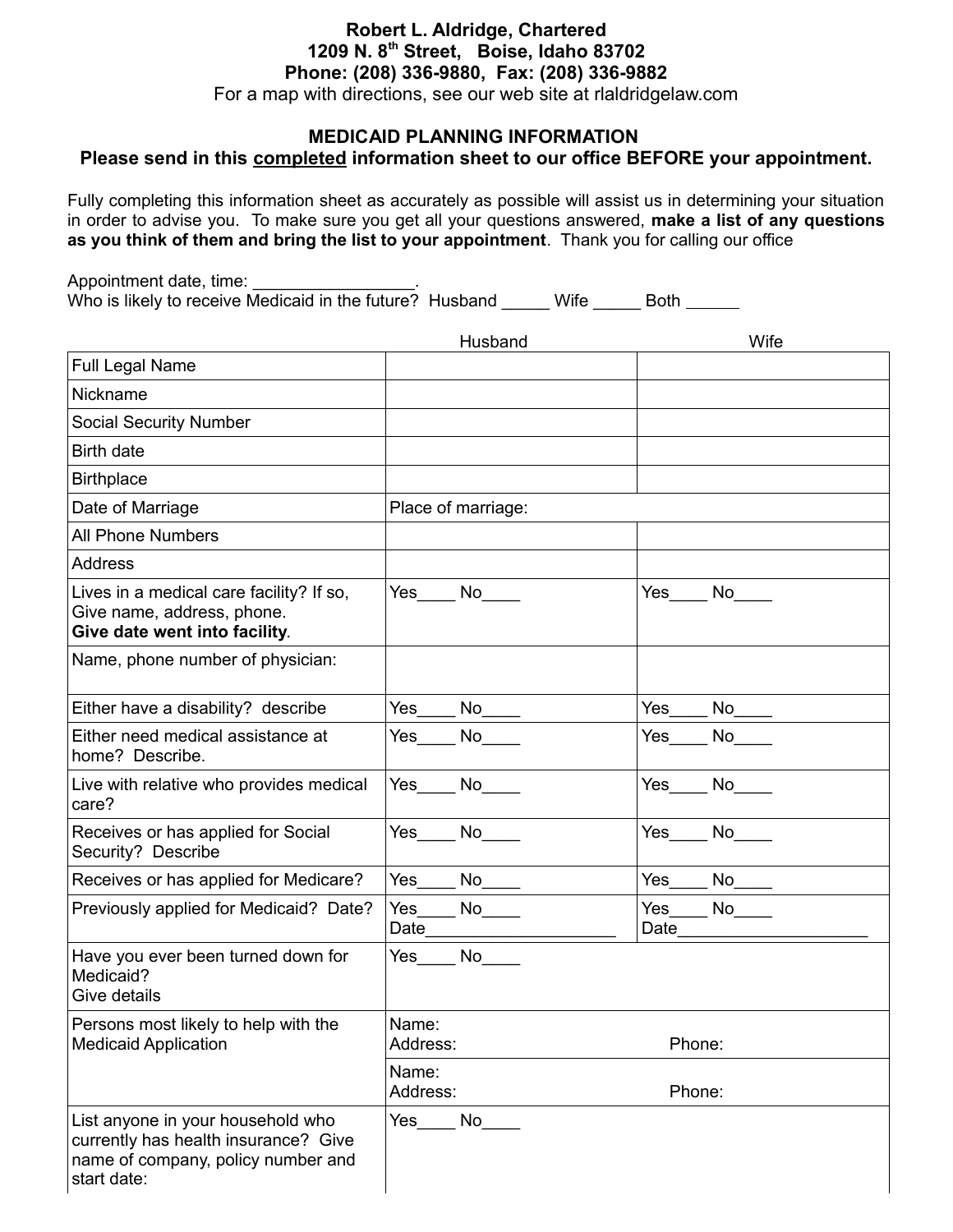**Robert L. Aldridge, Chartered**
**1209 N. 8th Street, Boise, Idaho 83702**
**Phone: (208) 336-9880, Fax: (208) 336-9882**
For a map with directions, see our web site at rlaldridgelaw.com

## MEDICAID PLANNING INFORMATION

**Please send in this completed information sheet to our office BEFORE your appointment.**

Fully completing this information sheet as accurately as possible will assist us in determining your situation in order to advise you. To make sure you get all your questions answered, **make a list of any questions as you think of them and bring the list to your appointment**. Thank you for calling our office

Appointment date, time: _________________.
Who is likely to receive Medicaid in the future? Husband _____ Wife _____ Both ______

| | Husband | Wife |
|---|---|---|
| Full Legal Name | | |
| Nickname | | |
| Social Security Number | | |
| Birth date | | |
| Birthplace | | |
| Date of Marriage | Place of marriage: | |
| All Phone Numbers | | |
| Address | | |
| Lives in a medical care facility? If so, Give name, address, phone. **Give date went into facility**. | Yes____ No____ | Yes____ No____ |
| Name, phone number of physician: | | |
| Either have a disability? describe | Yes____ No____ | Yes____ No____ |
| Either need medical assistance at home? Describe. | Yes____ No____ | Yes____ No____ |
| Live with relative who provides medical care? | Yes____ No____ | Yes____ No____ |
| Receives or has applied for Social Security? Describe | Yes____ No____ | Yes____ No____ |
| Receives or has applied for Medicare? | Yes____ No____ | Yes____ No____ |
| Previously applied for Medicaid? Date? | Yes____ No____ Date_____________________ | Yes____ No____ Date_____________________ |
| Have you ever been turned down for Medicaid? Give details | Yes____ No____ | |
| Persons most likely to help with the Medicaid Application | Name: Address: Phone: | |
| | Name: Address: Phone: | |
| List anyone in your household who currently has health insurance? Give name of company, policy number and start date: | Yes____ No____ | |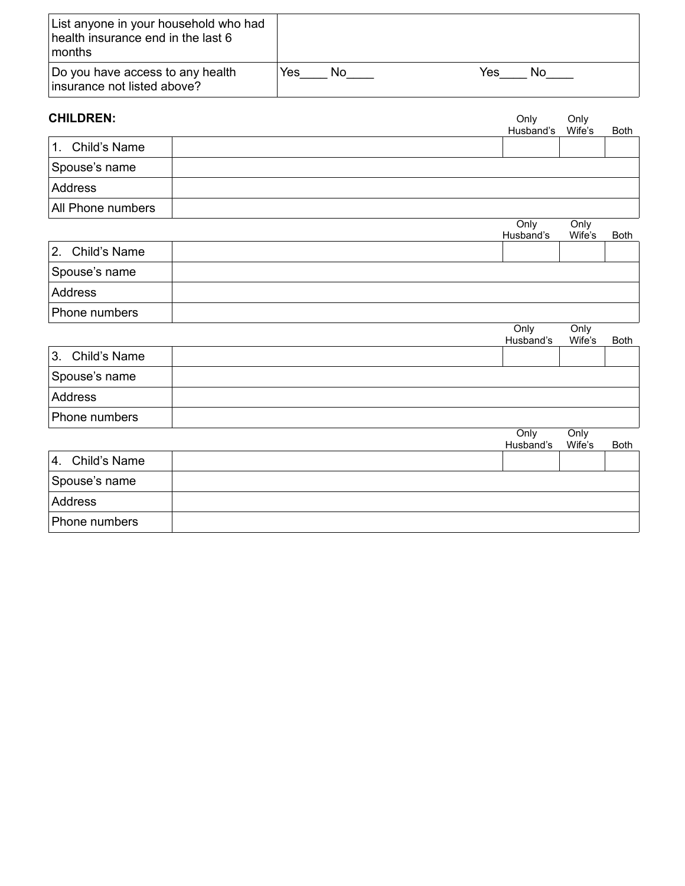| List anyone in your household who had health insurance end in the last 6 months | | |
|---|---|---|
| Do you have access to any health insurance not listed above? | Yes____ No____ | Yes____ No____ |

**CHILDREN:**

| | | Only Husband's | Only Wife's | Both |
|---|---|---|---|---|
| 1. Child's Name | | | | |
| Spouse's name | | | | |
| Address | | | | |
| All Phone numbers | | | | |

| | | Only Husband's | Only Wife's | Both |
|---|---|---|---|---|
| 2. Child's Name | | | | |
| Spouse's name | | | | |
| Address | | | | |
| Phone numbers | | | | |

| | | Only Husband's | Only Wife's | Both |
|---|---|---|---|---|
| 3. Child's Name | | | | |
| Spouse's name | | | | |
| Address | | | | |
| Phone numbers | | | | |

| | | Only Husband's | Only Wife's | Both |
|---|---|---|---|---|
| 4. Child's Name | | | | |
| Spouse's name | | | | |
| Address | | | | |
| Phone numbers | | | | |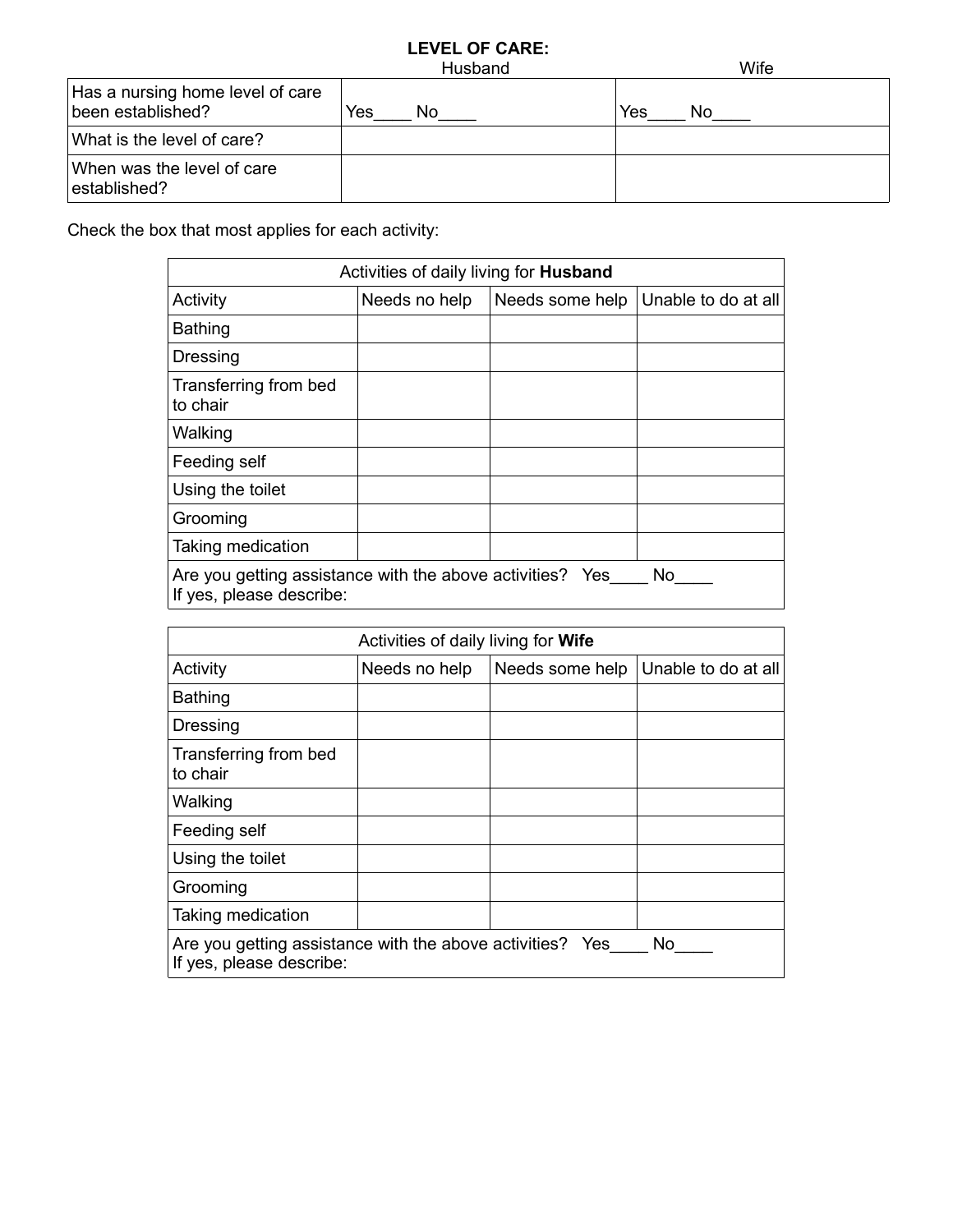**LEVEL OF CARE:**

| | Husband | Wife |
| --- | --- | --- |
| Has a nursing home level of care been established? | Yes____ No____ | Yes____ No____ |
| What is the level of care? | | |
| When was the level of care established? | | |

Check the box that most applies for each activity:

| Activities of daily living for **Husband** | | | |
| --- | --- | --- | --- |
| Activity | Needs no help | Needs some help | Unable to do at all |
| Bathing | | | |
| Dressing | | | |
| Transferring from bed to chair | | | |
| Walking | | | |
| Feeding self | | | |
| Using the toilet | | | |
| Grooming | | | |
| Taking medication | | | |
| Are you getting assistance with the above activities? Yes____ No____ If yes, please describe: | | | |

| Activities of daily living for **Wife** | | | |
| --- | --- | --- | --- |
| Activity | Needs no help | Needs some help | Unable to do at all |
| Bathing | | | |
| Dressing | | | |
| Transferring from bed to chair | | | |
| Walking | | | |
| Feeding self | | | |
| Using the toilet | | | |
| Grooming | | | |
| Taking medication | | | |
| Are you getting assistance with the above activities? Yes____ No____ If yes, please describe: | | | |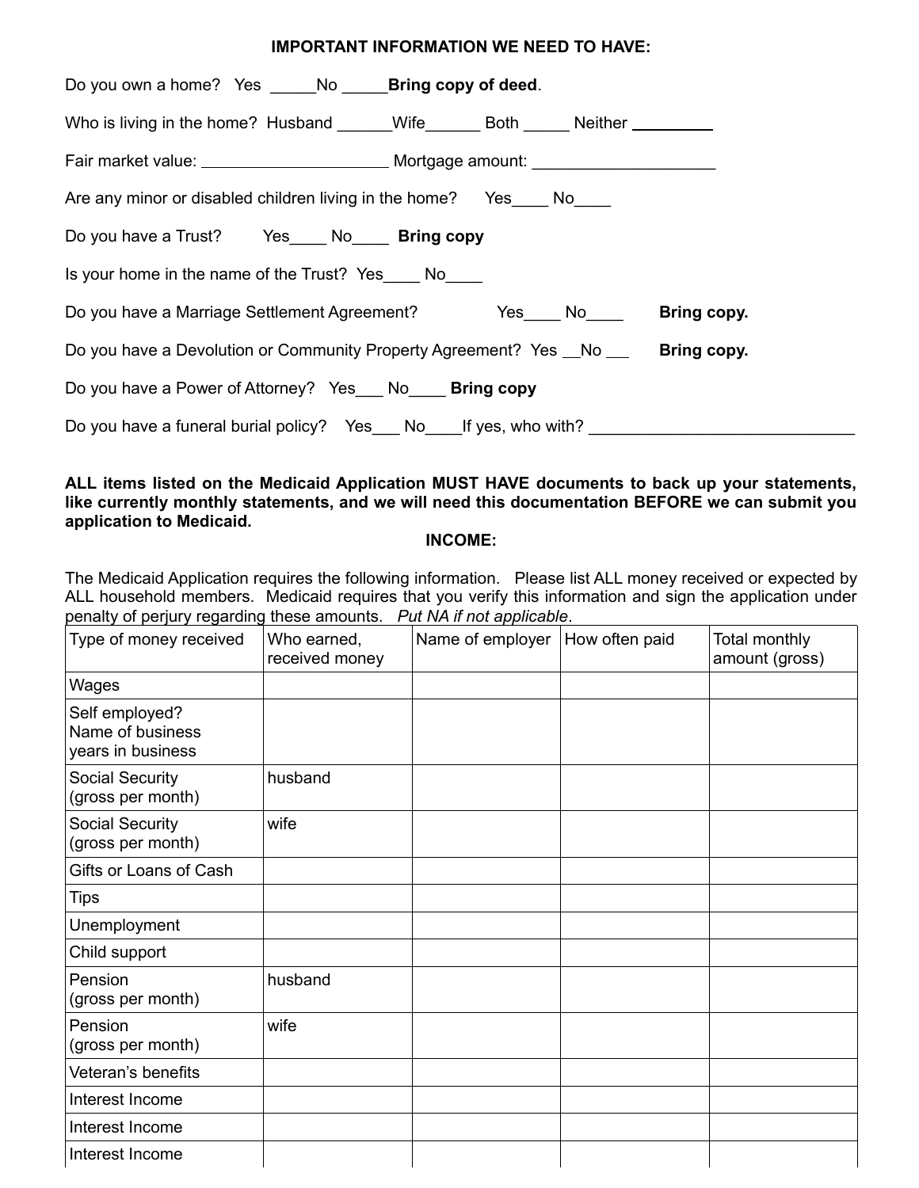**IMPORTANT INFORMATION WE NEED TO HAVE:**

Do you own a home? Yes _____No _____**Bring copy of deed**.

Who is living in the home? Husband ______Wife______ Both _____ Neither _________

Fair market value: _____________________ Mortgage amount: ____________________

Are any minor or disabled children living in the home? Yes____ No____

Do you have a Trust? Yes____ No____ **Bring copy**

Is your home in the name of the Trust? Yes____ No____

Do you have a Marriage Settlement Agreement? Yes____ No____ **Bring copy.**

Do you have a Devolution or Community Property Agreement? Yes __No ___ **Bring copy.**

Do you have a Power of Attorney? Yes___ No____ **Bring copy**

Do you have a funeral burial policy? Yes___ No____If yes, who with? ______________________________

**ALL items listed on the Medicaid Application MUST HAVE documents to back up your statements, like currently monthly statements, and we will need this documentation BEFORE we can submit you application to Medicaid.**

**INCOME:**

The Medicaid Application requires the following information. Please list ALL money received or expected by ALL household members. Medicaid requires that you verify this information and sign the application under penalty of perjury regarding these amounts. *Put NA if not applicable*.

| Type of money received | Who earned, received money | Name of employer | How often paid | Total monthly amount (gross) |
|---|---|---|---|---|
| Wages | | | | |
| Self employed?<br>Name of business<br>years in business | | | | |
| Social Security<br>(gross per month) | husband | | | |
| Social Security<br>(gross per month) | wife | | | |
| Gifts or Loans of Cash | | | | |
| Tips | | | | |
| Unemployment | | | | |
| Child support | | | | |
| Pension<br>(gross per month) | husband | | | |
| Pension<br>(gross per month) | wife | | | |
| Veteran's benefits | | | | |
| Interest Income | | | | |
| Interest Income | | | | |
| Interest Income | | | | |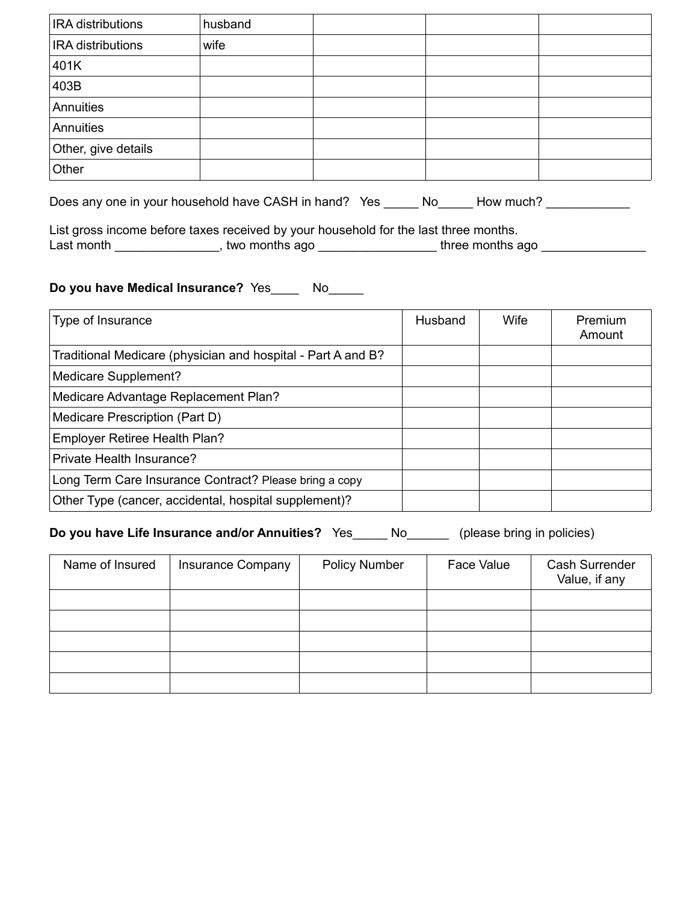| | | | | |
|---|---|---|---|---|
| IRA distributions | husband | | | |
| IRA distributions | wife | | | |
| 401K | | | | |
| 403B | | | | |
| Annuities | | | | |
| Annuities | | | | |
| Other, give details | | | | |
| Other | | | | |

Does any one in your household have CASH in hand? Yes _____ No_____ How much? ____________

List gross income before taxes received by your household for the last three months.
Last month _______________, two months ago _________________ three months ago _______________

**Do you have Medical Insurance?** Yes____ No_____

| Type of Insurance | Husband | Wife | Premium Amount |
|---|---|---|---|
| Traditional Medicare (physician and hospital - Part A and B? | | | |
| Medicare Supplement? | | | |
| Medicare Advantage Replacement Plan? | | | |
| Medicare Prescription (Part D) | | | |
| Employer Retiree Health Plan? | | | |
| Private Health Insurance? | | | |
| Long Term Care Insurance Contract? Please bring a copy | | | |
| Other Type (cancer, accidental, hospital supplement)? | | | |

**Do you have Life Insurance and/or Annuities?** Yes_____ No______ (please bring in policies)

| Name of Insured | Insurance Company | Policy Number | Face Value | Cash Surrender Value, if any |
|---|---|---|---|---|
| | | | | |
| | | | | |
| | | | | |
| | | | | |
| | | | | |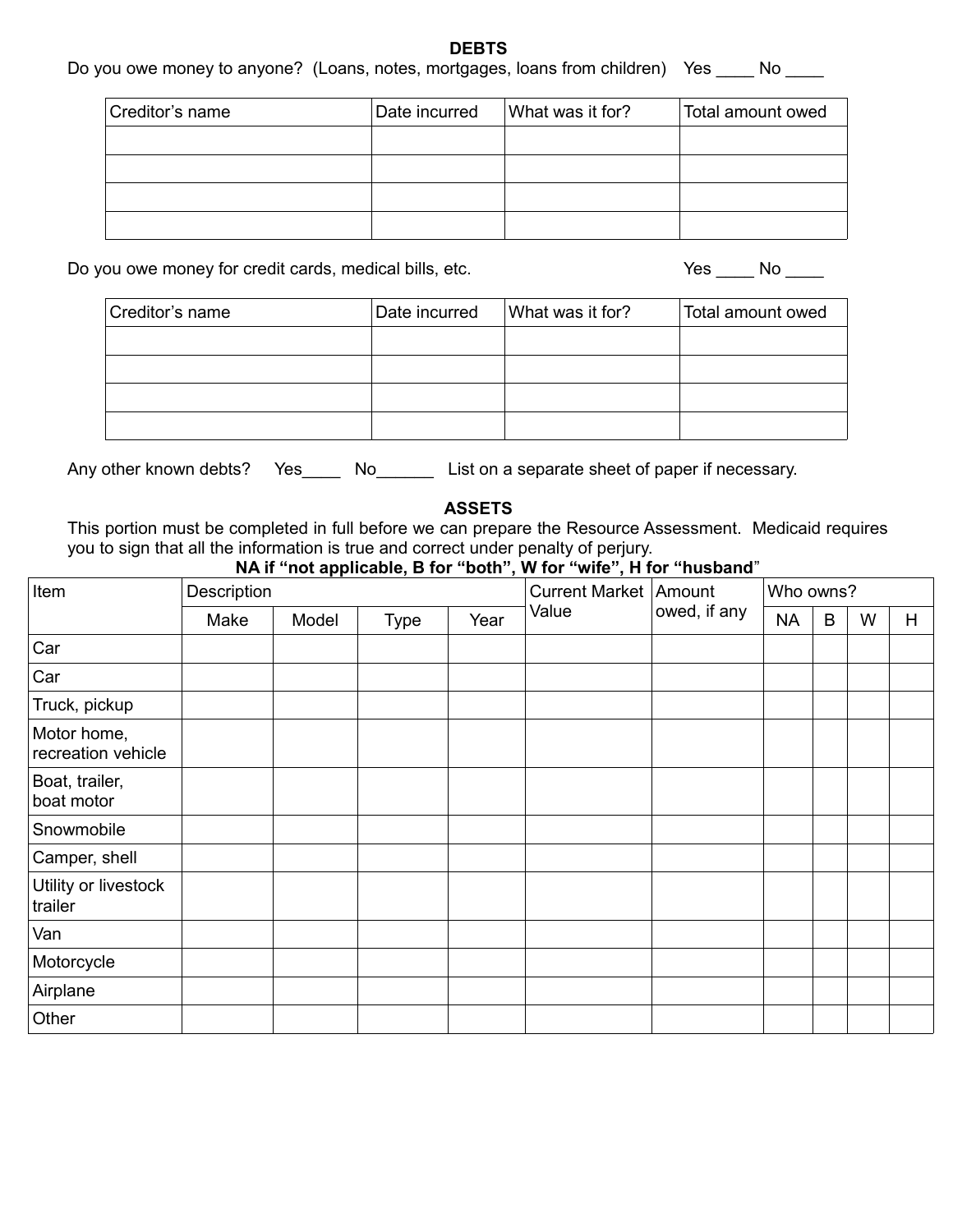## DEBTS

Do you owe money to anyone? (Loans, notes, mortgages, loans from children) Yes ____ No ____

| Creditor's name | Date incurred | What was it for? | Total amount owed |
|---|---|---|---|
| | | | |
| | | | |
| | | | |
| | | | |

Do you owe money for credit cards, medical bills, etc. Yes ____ No ____

| Creditor's name | Date incurred | What was it for? | Total amount owed |
|---|---|---|---|
| | | | |
| | | | |
| | | | |
| | | | |

Any other known debts? Yes____ No______ List on a separate sheet of paper if necessary.

## ASSETS

This portion must be completed in full before we can prepare the Resource Assessment. Medicaid requires you to sign that all the information is true and correct under penalty of perjury.

**NA if "not applicable, B for "both", W for "wife", H for "husband"**

| Item | Description | | | | Current Market Value | Amount owed, if any | Who owns? | | | |
|---|---|---|---|---|---|---|---|---|---|---|
| | Make | Model | Type | Year | | | NA | B | W | H |
| Car | | | | | | | | | | |
| Car | | | | | | | | | | |
| Truck, pickup | | | | | | | | | | |
| Motor home, recreation vehicle | | | | | | | | | | |
| Boat, trailer, boat motor | | | | | | | | | | |
| Snowmobile | | | | | | | | | | |
| Camper, shell | | | | | | | | | | |
| Utility or livestock trailer | | | | | | | | | | |
| Van | | | | | | | | | | |
| Motorcycle | | | | | | | | | | |
| Airplane | | | | | | | | | | |
| Other | | | | | | | | | | |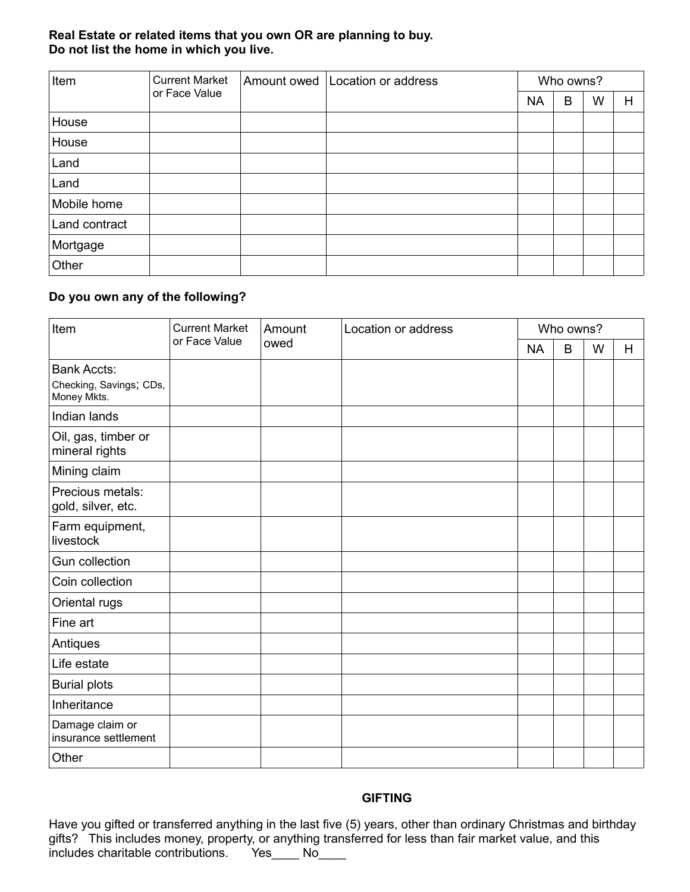**Real Estate or related items that you own OR are planning to buy.**
**Do not list the home in which you live.**

| Item | Current Market or Face Value | Amount owed | Location or address | Who owns? | | | |
|---|---|---|---|---|---|---|---|
| | | | | NA | B | W | H |
| House | | | | | | | |
| House | | | | | | | |
| Land | | | | | | | |
| Land | | | | | | | |
| Mobile home | | | | | | | |
| Land contract | | | | | | | |
| Mortgage | | | | | | | |
| Other | | | | | | | |

**Do you own any of the following?**

| Item | Current Market or Face Value | Amount owed | Location or address | Who owns? | | | |
|---|---|---|---|---|---|---|---|
| | | | | NA | B | W | H |
| Bank Accts: Checking, Savings; CDs, Money Mkts. | | | | | | | |
| Indian lands | | | | | | | |
| Oil, gas, timber or mineral rights | | | | | | | |
| Mining claim | | | | | | | |
| Precious metals: gold, silver, etc. | | | | | | | |
| Farm equipment, livestock | | | | | | | |
| Gun collection | | | | | | | |
| Coin collection | | | | | | | |
| Oriental rugs | | | | | | | |
| Fine art | | | | | | | |
| Antiques | | | | | | | |
| Life estate | | | | | | | |
| Burial plots | | | | | | | |
| Inheritance | | | | | | | |
| Damage claim or insurance settlement | | | | | | | |
| Other | | | | | | | |

**GIFTING**

Have you gifted or transferred anything in the last five (5) years, other than ordinary Christmas and birthday gifts? This includes money, property, or anything transferred for less than fair market value, and this includes charitable contributions. Yes____ No____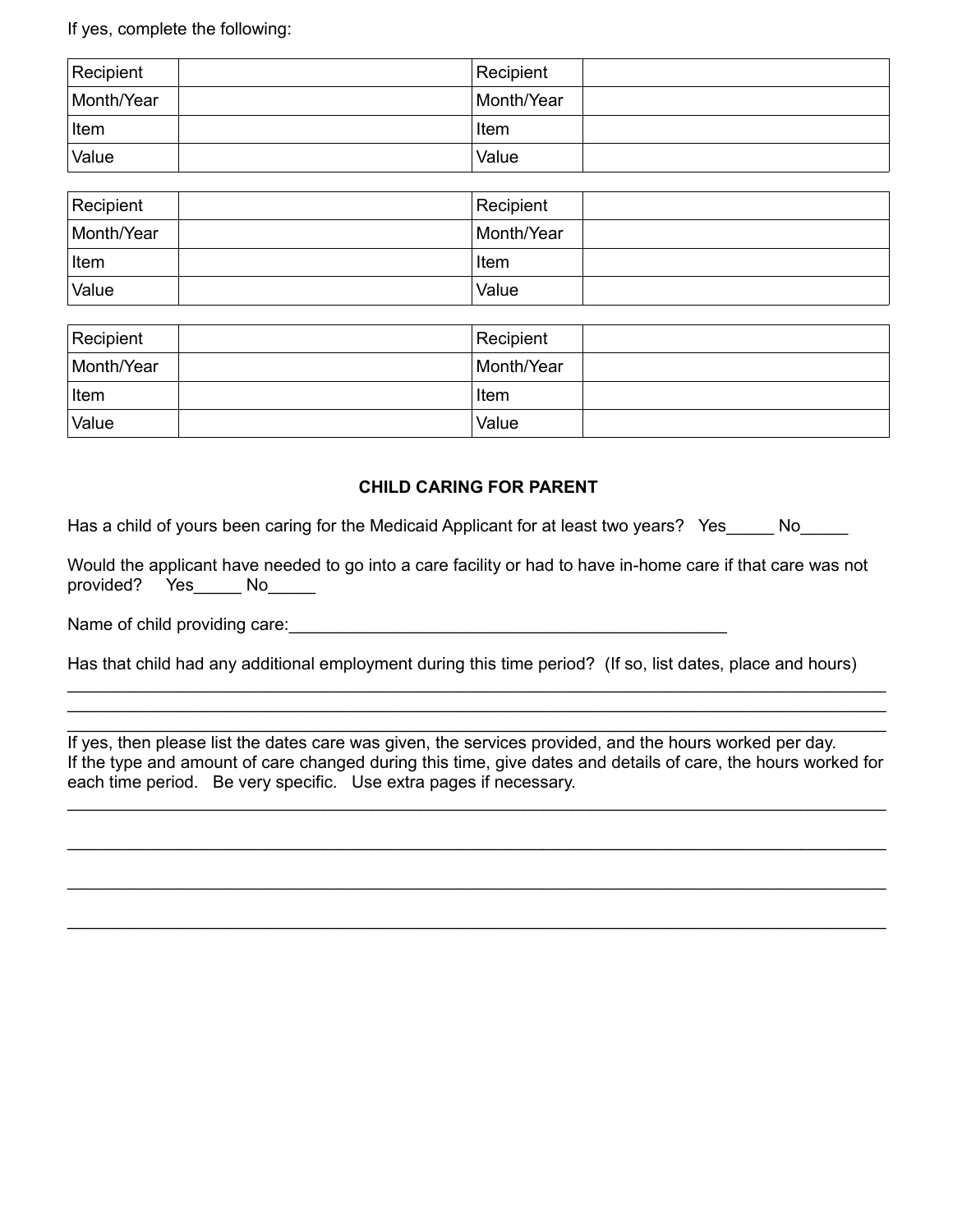If yes, complete the following:

| | | | |
|---|---|---|---|
| Recipient | | Recipient | |
| Month/Year | | Month/Year | |
| Item | | Item | |
| Value | | Value | |

| | | | |
|---|---|---|---|
| Recipient | | Recipient | |
| Month/Year | | Month/Year | |
| Item | | Item | |
| Value | | Value | |

| | | | |
|---|---|---|---|
| Recipient | | Recipient | |
| Month/Year | | Month/Year | |
| Item | | Item | |
| Value | | Value | |

**CHILD CARING FOR PARENT**

Has a child of yours been caring for the Medicaid Applicant for at least two years? Yes_____ No_____

Would the applicant have needed to go into a care facility or had to have in-home care if that care was not provided? Yes_____ No_____

Name of child providing care:_______________________________________________

Has that child had any additional employment during this time period? (If so, list dates, place and hours)

___________________________________________________________________________________

___________________________________________________________________________________

___________________________________________________________________________________

If yes, then please list the dates care was given, the services provided, and the hours worked per day. If the type and amount of care changed during this time, give dates and details of care, the hours worked for each time period. Be very specific. Use extra pages if necessary.

___________________________________________________________________________________

___________________________________________________________________________________

___________________________________________________________________________________

___________________________________________________________________________________